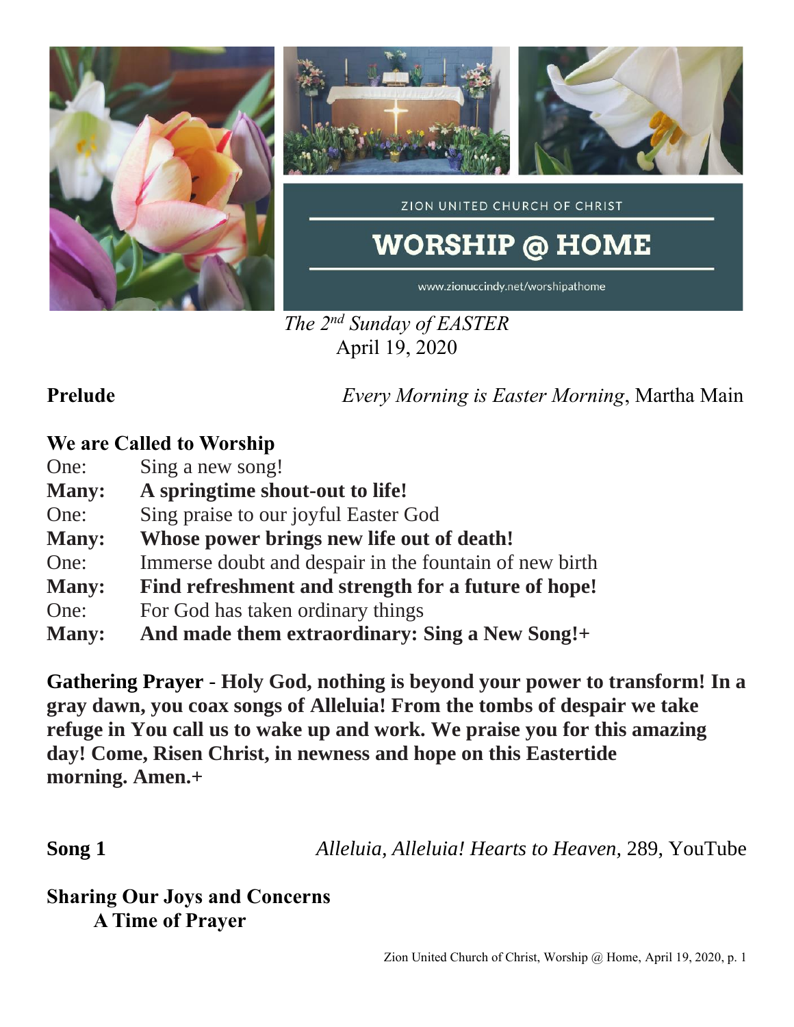ZION UNITED CHURCH OF CHRIST

# WORSHIP @ HOME

www.zionuccindy.net/worshipathome

*The 2nd Sunday of EASTER*
April 19, 2020

**Prelude** *Every Morning is Easter Morning*, Martha Main

**We are Called to Worship**

One: Sing a new song!
**Many: A springtime shout-out to life!**
One: Sing praise to our joyful Easter God
**Many: Whose power brings new life out of death!**
One: Immerse doubt and despair in the fountain of new birth
**Many: Find refreshment and strength for a future of hope!**
One: For God has taken ordinary things
**Many: And made them extraordinary: Sing a New Song!+**

**Gathering Prayer - Holy God, nothing is beyond your power to transform! In a gray dawn, you coax songs of Alleluia! From the tombs of despair we take refuge in You call us to wake up and work. We praise you for this amazing day! Come, Risen Christ, in newness and hope on this Eastertide morning. Amen.+**

**Song 1** *Alleluia, Alleluia! Hearts to Heaven,* 289, YouTube

**Sharing Our Joys and Concerns**
**A Time of Prayer**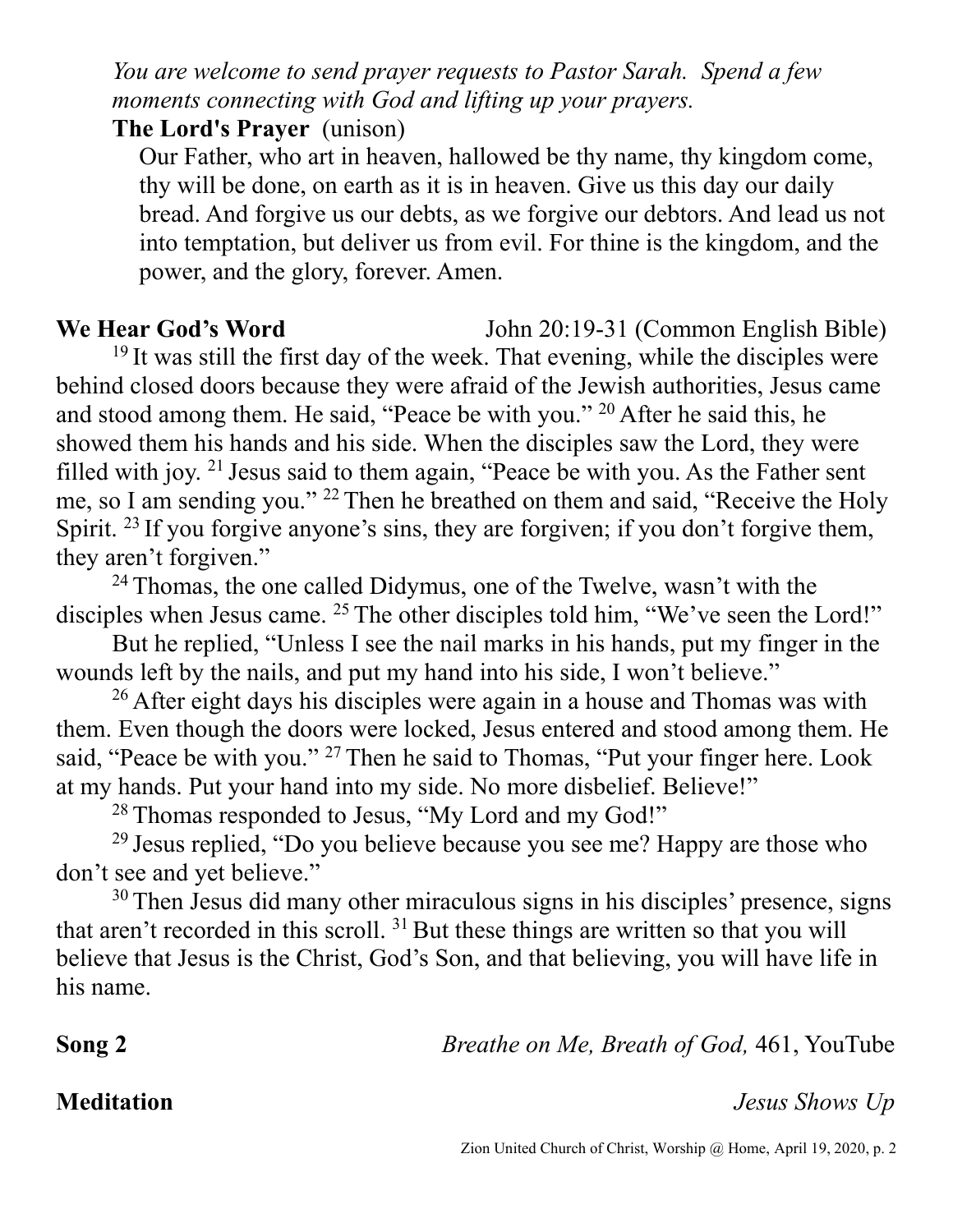*You are welcome to send prayer requests to Pastor Sarah. Spend a few moments connecting with God and lifting up your prayers.*

**The Lord's Prayer** (unison)

Our Father, who art in heaven, hallowed be thy name, thy kingdom come, thy will be done, on earth as it is in heaven. Give us this day our daily bread. And forgive us our debts, as we forgive our debtors. And lead us not into temptation, but deliver us from evil. For thine is the kingdom, and the power, and the glory, forever. Amen.

**We Hear God's Word** John 20:19-31 (Common English Bible)

[19] It was still the first day of the week. That evening, while the disciples were behind closed doors because they were afraid of the Jewish authorities, Jesus came and stood among them. He said, "Peace be with you." [20] After he said this, he showed them his hands and his side. When the disciples saw the Lord, they were filled with joy. [21] Jesus said to them again, "Peace be with you. As the Father sent me, so I am sending you." [22] Then he breathed on them and said, "Receive the Holy Spirit. [23] If you forgive anyone's sins, they are forgiven; if you don't forgive them, they aren't forgiven."

[24] Thomas, the one called Didymus, one of the Twelve, wasn't with the disciples when Jesus came. [25] The other disciples told him, "We've seen the Lord!"

But he replied, "Unless I see the nail marks in his hands, put my finger in the wounds left by the nails, and put my hand into his side, I won't believe."

[26] After eight days his disciples were again in a house and Thomas was with them. Even though the doors were locked, Jesus entered and stood among them. He said, "Peace be with you." [27] Then he said to Thomas, "Put your finger here. Look at my hands. Put your hand into my side. No more disbelief. Believe!"

[28] Thomas responded to Jesus, "My Lord and my God!"

[29] Jesus replied, "Do you believe because you see me? Happy are those who don't see and yet believe."

[30] Then Jesus did many other miraculous signs in his disciples' presence, signs that aren't recorded in this scroll. [31] But these things are written so that you will believe that Jesus is the Christ, God's Son, and that believing, you will have life in his name.

**Song 2** *Breathe on Me, Breath of God,* 461, YouTube

**Meditation** *Jesus Shows Up*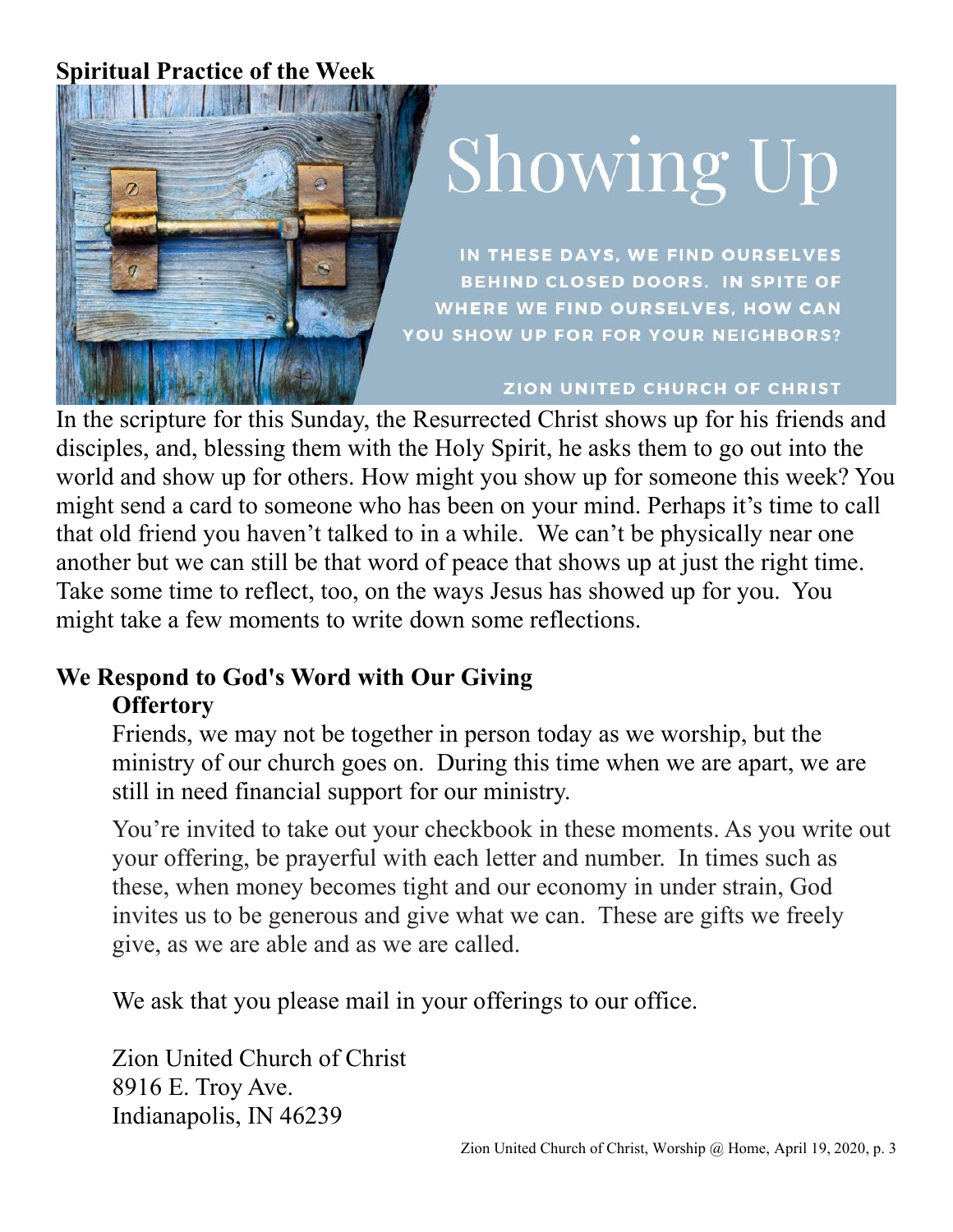**Spiritual Practice of the Week**

Showing Up

IN THESE DAYS, WE FIND OURSELVES BEHIND CLOSED DOORS. IN SPITE OF WHERE WE FIND OURSELVES, HOW CAN YOU SHOW UP FOR FOR YOUR NEIGHBORS?

ZION UNITED CHURCH OF CHRIST

In the scripture for this Sunday, the Resurrected Christ shows up for his friends and disciples, and, blessing them with the Holy Spirit, he asks them to go out into the world and show up for others. How might you show up for someone this week? You might send a card to someone who has been on your mind. Perhaps it's time to call that old friend you haven't talked to in a while. We can't be physically near one another but we can still be that word of peace that shows up at just the right time. Take some time to reflect, too, on the ways Jesus has showed up for you. You might take a few moments to write down some reflections.

**We Respond to God's Word with Our Giving**

**Offertory**

Friends, we may not be together in person today as we worship, but the ministry of our church goes on. During this time when we are apart, we are still in need financial support for our ministry.

You're invited to take out your checkbook in these moments. As you write out your offering, be prayerful with each letter and number. In times such as these, when money becomes tight and our economy in under strain, God invites us to be generous and give what we can. These are gifts we freely give, as we are able and as we are called.

We ask that you please mail in your offerings to our office.

Zion United Church of Christ
8916 E. Troy Ave.
Indianapolis, IN 46239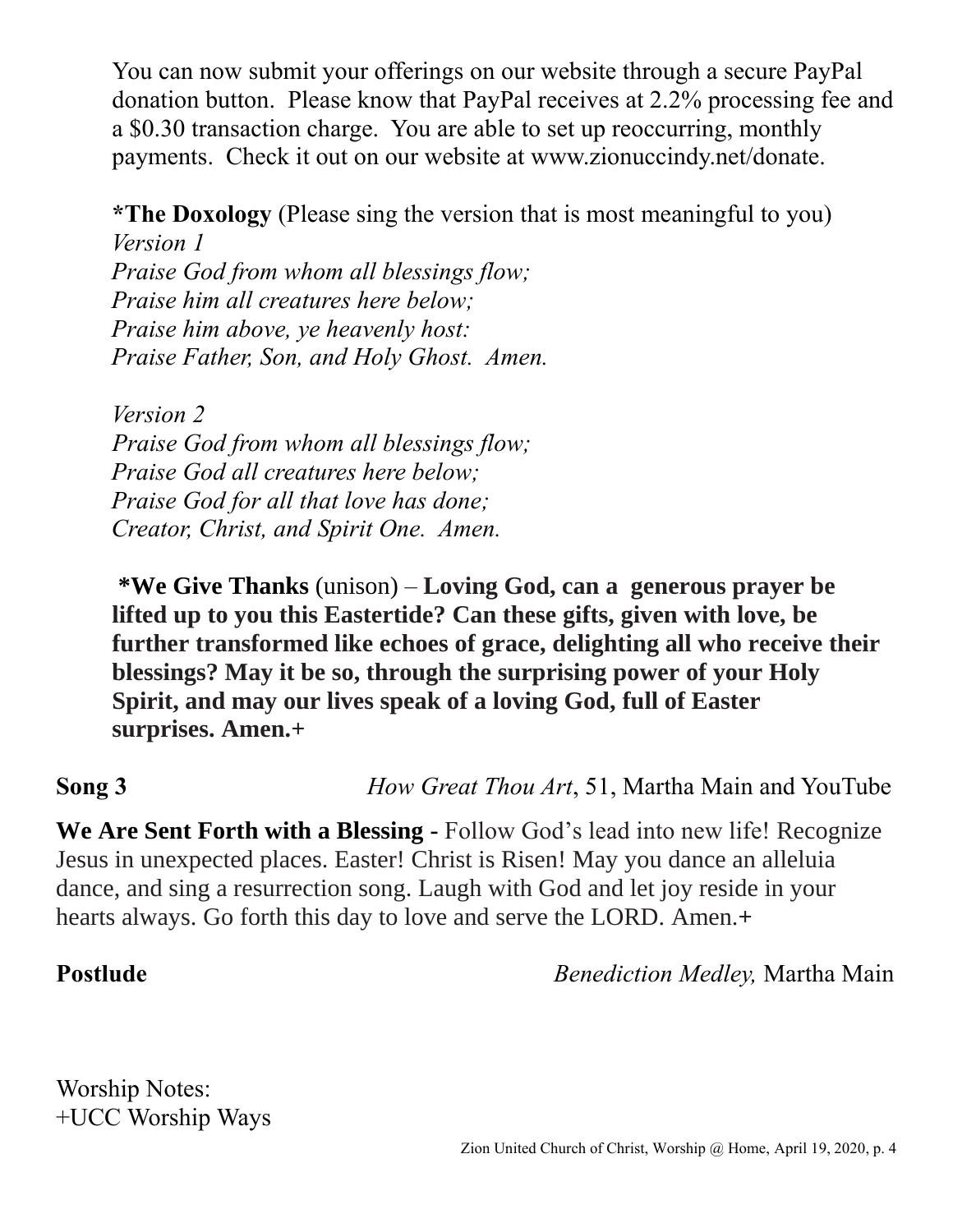You can now submit your offerings on our website through a secure PayPal donation button. Please know that PayPal receives at 2.2% processing fee and a $0.30 transaction charge. You are able to set up reoccurring, monthly payments. Check it out on our website at www.zionuccindy.net/donate.

**\*The Doxology** (Please sing the version that is most meaningful to you)
*Version 1*
*Praise God from whom all blessings flow;*
*Praise him all creatures here below;*
*Praise him above, ye heavenly host:*
*Praise Father, Son, and Holy Ghost. Amen.*

*Version 2*
*Praise God from whom all blessings flow;*
*Praise God all creatures here below;*
*Praise God for all that love has done;*
*Creator, Christ, and Spirit One. Amen.*

**\*We Give Thanks** (unison) – **Loving God, can a generous prayer be lifted up to you this Eastertide? Can these gifts, given with love, be further transformed like echoes of grace, delighting all who receive their blessings? May it be so, through the surprising power of your Holy Spirit, and may our lives speak of a loving God, full of Easter surprises. Amen.+**

**Song 3** *How Great Thou Art*, 51, Martha Main and YouTube

**We Are Sent Forth with a Blessing -** Follow God's lead into new life! Recognize Jesus in unexpected places. Easter! Christ is Risen! May you dance an alleluia dance, and sing a resurrection song. Laugh with God and let joy reside in your hearts always. Go forth this day to love and serve the LORD. Amen.+

**Postlude** *Benediction Medley,* Martha Main

Worship Notes:
+UCC Worship Ways